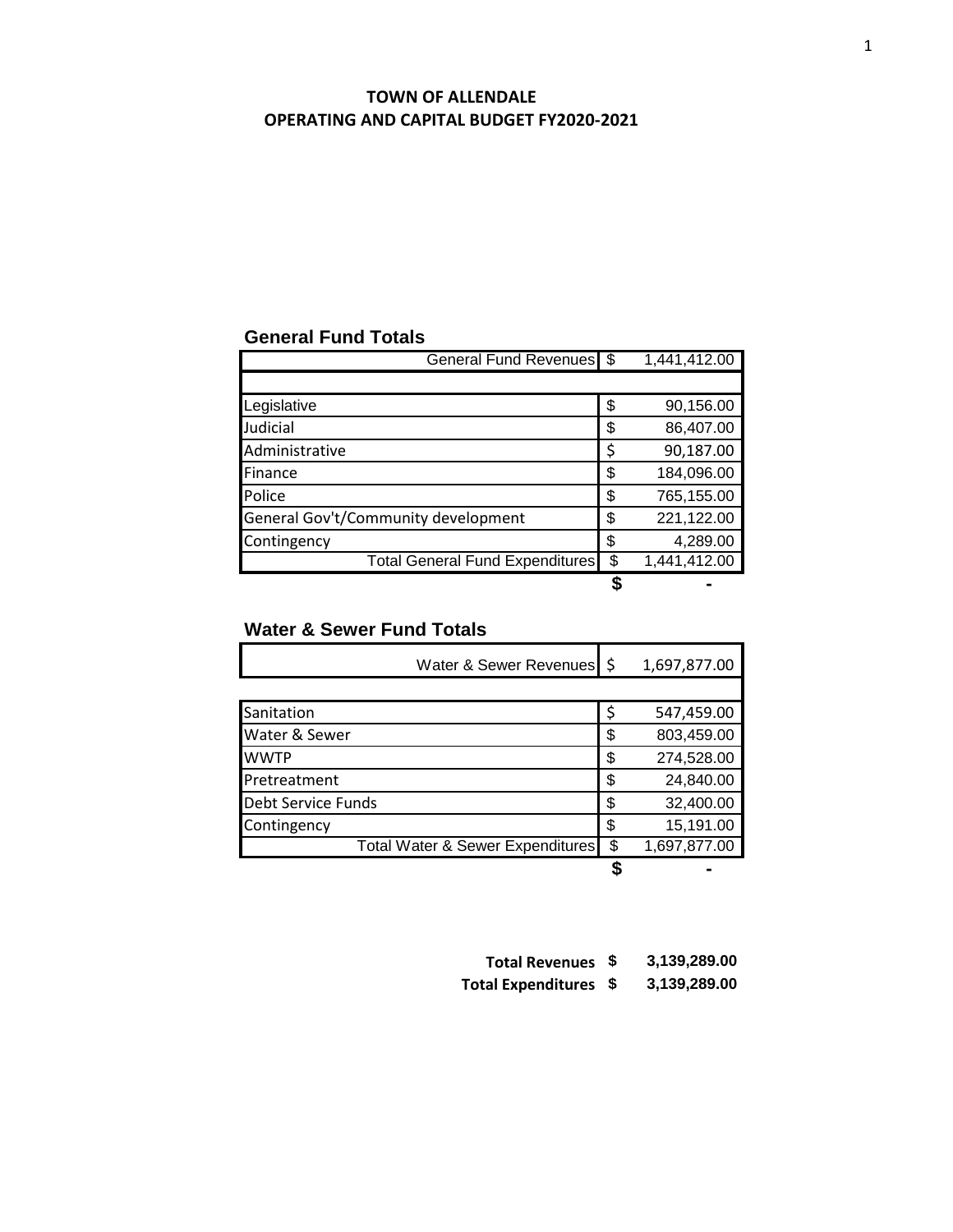**TOWN OF ALLENDALE**
**OPERATING AND CAPITAL BUDGET FY2020-2021**

## General Fund Totals

| | | |
|---|---|---|
| General Fund Revenues | $ | 1,441,412.00 |
| | | |
| Legislative | $ | 90,156.00 |
| Judicial | $ | 86,407.00 |
| Administrative | $ | 90,187.00 |
| Finance | $ | 184,096.00 |
| Police | $ | 765,155.00 |
| General Gov't/Community development | $ | 221,122.00 |
| Contingency | $ | 4,289.00 |
| Total General Fund Expenditures | $ | 1,441,412.00 |
| | **$** | **-** |

## Water & Sewer Fund Totals

| | | |
|---|---|---|
| Water & Sewer Revenues | $ | 1,697,877.00 |
| | | |
| Sanitation | $ | 547,459.00 |
| Water & Sewer | $ | 803,459.00 |
| WWTP | $ | 274,528.00 |
| Pretreatment | $ | 24,840.00 |
| Debt Service Funds | $ | 32,400.00 |
| Contingency | $ | 15,191.00 |
| Total Water & Sewer Expenditures | $ | 1,697,877.00 |
| | **$** | **-** |

| | | |
|---|---|---|
| **Total Revenues** | **$** | **3,139,289.00** |
| **Total Expenditures** | **$** | **3,139,289.00** |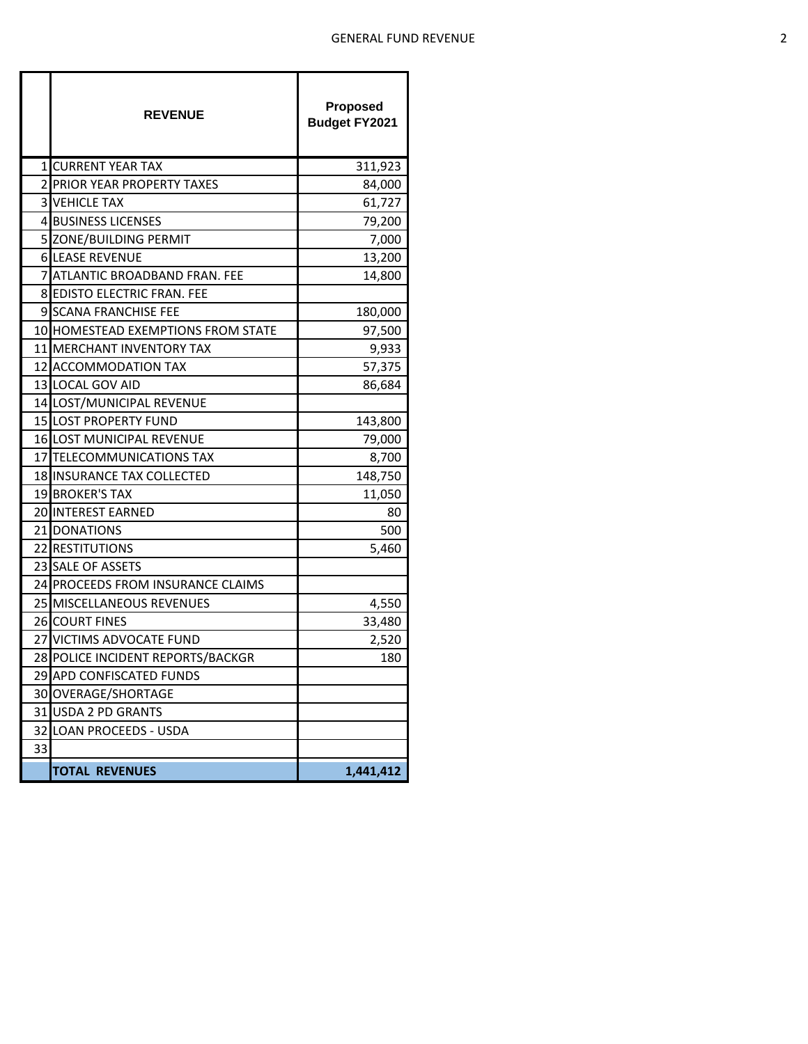# GENERAL FUND REVENUE

| | REVENUE | Proposed Budget FY2021 |
|---|---|---|
| 1 | CURRENT YEAR TAX | 311,923 |
| 2 | PRIOR YEAR PROPERTY TAXES | 84,000 |
| 3 | VEHICLE TAX | 61,727 |
| 4 | BUSINESS LICENSES | 79,200 |
| 5 | ZONE/BUILDING PERMIT | 7,000 |
| 6 | LEASE REVENUE | 13,200 |
| 7 | ATLANTIC BROADBAND FRAN. FEE | 14,800 |
| 8 | EDISTO ELECTRIC FRAN. FEE | |
| 9 | SCANA FRANCHISE FEE | 180,000 |
| 10 | HOMESTEAD EXEMPTIONS FROM STATE | 97,500 |
| 11 | MERCHANT INVENTORY TAX | 9,933 |
| 12 | ACCOMMODATION TAX | 57,375 |
| 13 | LOCAL GOV AID | 86,684 |
| 14 | LOST/MUNICIPAL REVENUE | |
| 15 | LOST PROPERTY FUND | 143,800 |
| 16 | LOST MUNICIPAL REVENUE | 79,000 |
| 17 | TELECOMMUNICATIONS TAX | 8,700 |
| 18 | INSURANCE TAX COLLECTED | 148,750 |
| 19 | BROKER'S TAX | 11,050 |
| 20 | INTEREST EARNED | 80 |
| 21 | DONATIONS | 500 |
| 22 | RESTITUTIONS | 5,460 |
| 23 | SALE OF ASSETS | |
| 24 | PROCEEDS FROM INSURANCE CLAIMS | |
| 25 | MISCELLANEOUS REVENUES | 4,550 |
| 26 | COURT FINES | 33,480 |
| 27 | VICTIMS ADVOCATE FUND | 2,520 |
| 28 | POLICE INCIDENT REPORTS/BACKGR | 180 |
| 29 | APD CONFISCATED FUNDS | |
| 30 | OVERAGE/SHORTAGE | |
| 31 | USDA 2 PD GRANTS | |
| 32 | LOAN PROCEEDS - USDA | |
| 33 | | |
| | **TOTAL REVENUES** | **1,441,412** |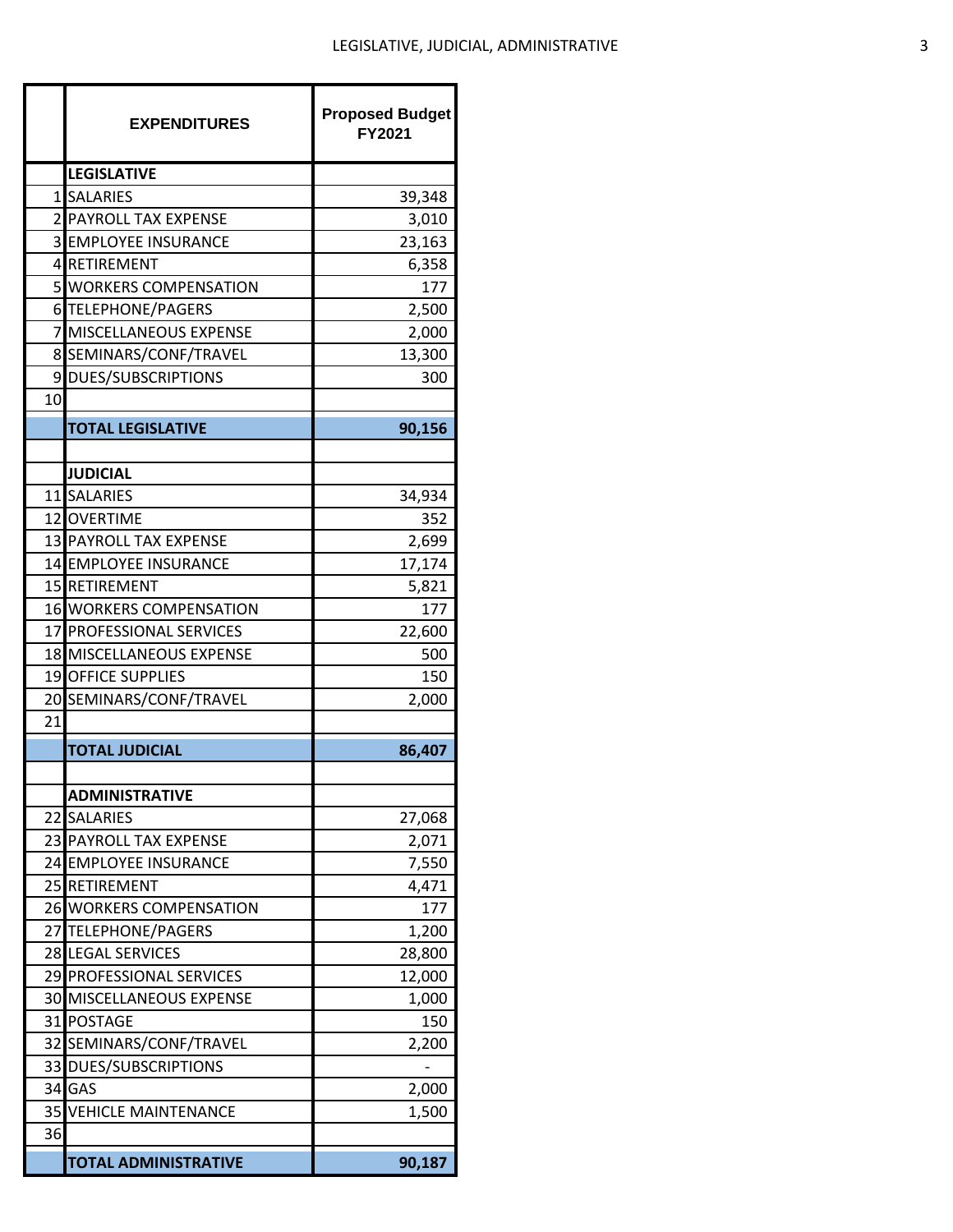| | EXPENDITURES | Proposed Budget FY2021 |
|---|---|---|
| | **LEGISLATIVE** | |
| 1 | SALARIES | 39,348 |
| 2 | PAYROLL TAX EXPENSE | 3,010 |
| 3 | EMPLOYEE INSURANCE | 23,163 |
| 4 | RETIREMENT | 6,358 |
| 5 | WORKERS COMPENSATION | 177 |
| 6 | TELEPHONE/PAGERS | 2,500 |
| 7 | MISCELLANEOUS EXPENSE | 2,000 |
| 8 | SEMINARS/CONF/TRAVEL | 13,300 |
| 9 | DUES/SUBSCRIPTIONS | 300 |
| 10 | | |
| | **TOTAL LEGISLATIVE** | **90,156** |
| | | |
| | **JUDICIAL** | |
| 11 | SALARIES | 34,934 |
| 12 | OVERTIME | 352 |
| 13 | PAYROLL TAX EXPENSE | 2,699 |
| 14 | EMPLOYEE INSURANCE | 17,174 |
| 15 | RETIREMENT | 5,821 |
| 16 | WORKERS COMPENSATION | 177 |
| 17 | PROFESSIONAL SERVICES | 22,600 |
| 18 | MISCELLANEOUS EXPENSE | 500 |
| 19 | OFFICE SUPPLIES | 150 |
| 20 | SEMINARS/CONF/TRAVEL | 2,000 |
| 21 | | |
| | **TOTAL JUDICIAL** | **86,407** |
| | | |
| | **ADMINISTRATIVE** | |
| 22 | SALARIES | 27,068 |
| 23 | PAYROLL TAX EXPENSE | 2,071 |
| 24 | EMPLOYEE INSURANCE | 7,550 |
| 25 | RETIREMENT | 4,471 |
| 26 | WORKERS COMPENSATION | 177 |
| 27 | TELEPHONE/PAGERS | 1,200 |
| 28 | LEGAL SERVICES | 28,800 |
| 29 | PROFESSIONAL SERVICES | 12,000 |
| 30 | MISCELLANEOUS EXPENSE | 1,000 |
| 31 | POSTAGE | 150 |
| 32 | SEMINARS/CONF/TRAVEL | 2,200 |
| 33 | DUES/SUBSCRIPTIONS | - |
| 34 | GAS | 2,000 |
| 35 | VEHICLE MAINTENANCE | 1,500 |
| 36 | | |
| | **TOTAL ADMINISTRATIVE** | **90,187** |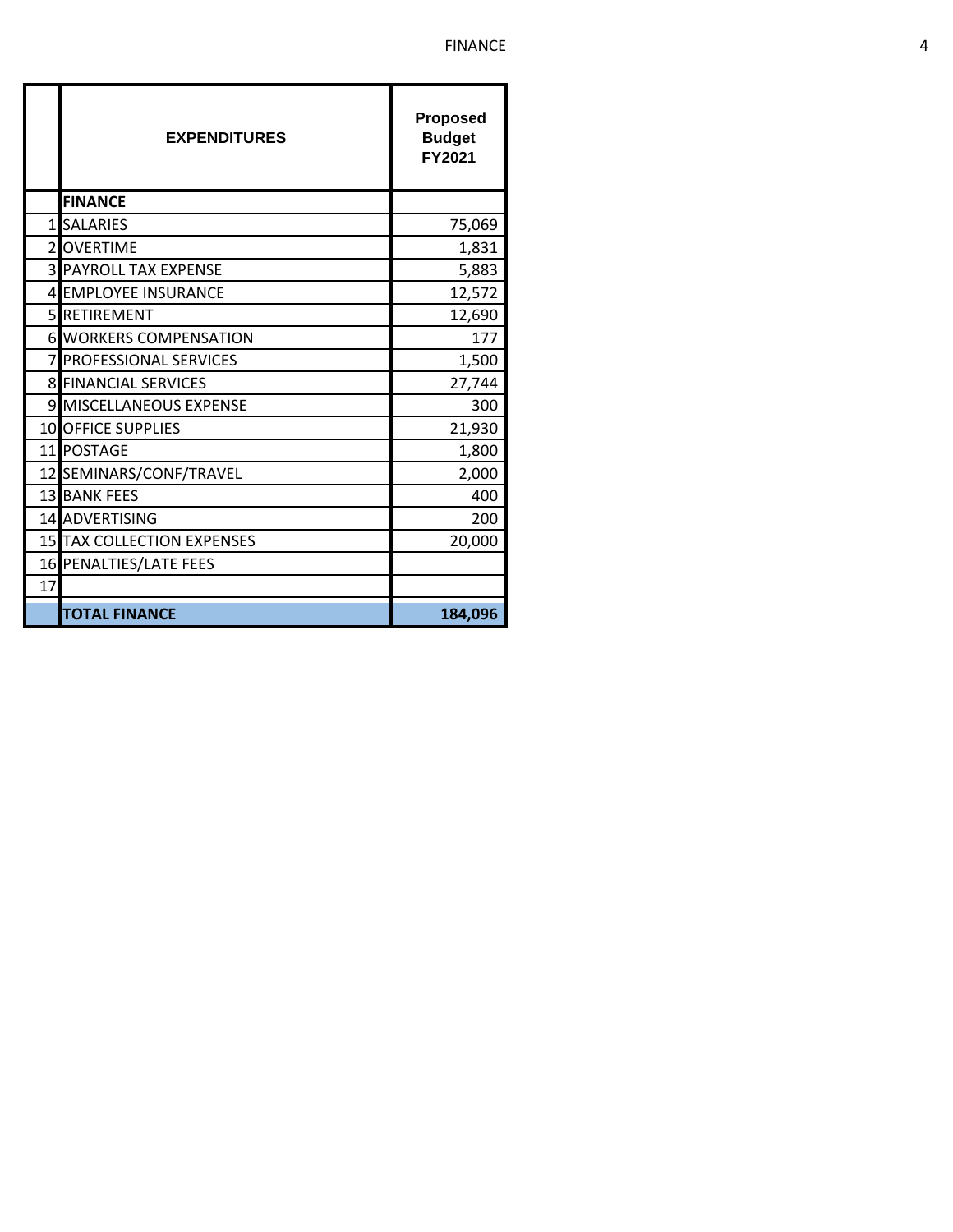| | EXPENDITURES | Proposed Budget FY2021 |
|---|---|---|
| | **FINANCE** | |
| 1 | SALARIES | 75,069 |
| 2 | OVERTIME | 1,831 |
| 3 | PAYROLL TAX EXPENSE | 5,883 |
| 4 | EMPLOYEE INSURANCE | 12,572 |
| 5 | RETIREMENT | 12,690 |
| 6 | WORKERS COMPENSATION | 177 |
| 7 | PROFESSIONAL SERVICES | 1,500 |
| 8 | FINANCIAL SERVICES | 27,744 |
| 9 | MISCELLANEOUS EXPENSE | 300 |
| 10 | OFFICE SUPPLIES | 21,930 |
| 11 | POSTAGE | 1,800 |
| 12 | SEMINARS/CONF/TRAVEL | 2,000 |
| 13 | BANK FEES | 400 |
| 14 | ADVERTISING | 200 |
| 15 | TAX COLLECTION EXPENSES | 20,000 |
| 16 | PENALTIES/LATE FEES | |
| 17 | | |
| | **TOTAL FINANCE** | **184,096** |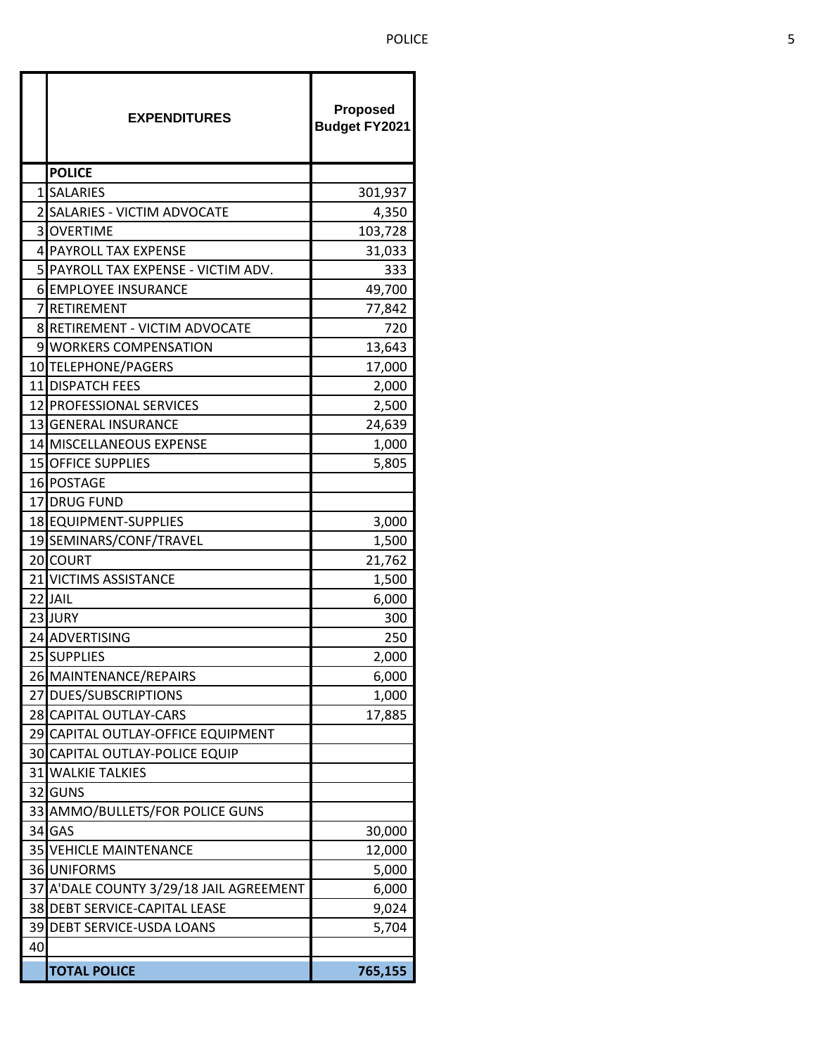| | EXPENDITURES | Proposed Budget FY2021 |
|---|---|---|
| | **POLICE** | |
| 1 | SALARIES | 301,937 |
| 2 | SALARIES - VICTIM ADVOCATE | 4,350 |
| 3 | OVERTIME | 103,728 |
| 4 | PAYROLL TAX EXPENSE | 31,033 |
| 5 | PAYROLL TAX EXPENSE - VICTIM ADV. | 333 |
| 6 | EMPLOYEE INSURANCE | 49,700 |
| 7 | RETIREMENT | 77,842 |
| 8 | RETIREMENT - VICTIM ADVOCATE | 720 |
| 9 | WORKERS COMPENSATION | 13,643 |
| 10 | TELEPHONE/PAGERS | 17,000 |
| 11 | DISPATCH FEES | 2,000 |
| 12 | PROFESSIONAL SERVICES | 2,500 |
| 13 | GENERAL INSURANCE | 24,639 |
| 14 | MISCELLANEOUS EXPENSE | 1,000 |
| 15 | OFFICE SUPPLIES | 5,805 |
| 16 | POSTAGE | |
| 17 | DRUG FUND | |
| 18 | EQUIPMENT-SUPPLIES | 3,000 |
| 19 | SEMINARS/CONF/TRAVEL | 1,500 |
| 20 | COURT | 21,762 |
| 21 | VICTIMS ASSISTANCE | 1,500 |
| 22 | JAIL | 6,000 |
| 23 | JURY | 300 |
| 24 | ADVERTISING | 250 |
| 25 | SUPPLIES | 2,000 |
| 26 | MAINTENANCE/REPAIRS | 6,000 |
| 27 | DUES/SUBSCRIPTIONS | 1,000 |
| 28 | CAPITAL OUTLAY-CARS | 17,885 |
| 29 | CAPITAL OUTLAY-OFFICE EQUIPMENT | |
| 30 | CAPITAL OUTLAY-POLICE EQUIP | |
| 31 | WALKIE TALKIES | |
| 32 | GUNS | |
| 33 | AMMO/BULLETS/FOR POLICE GUNS | |
| 34 | GAS | 30,000 |
| 35 | VEHICLE MAINTENANCE | 12,000 |
| 36 | UNIFORMS | 5,000 |
| 37 | A'DALE COUNTY 3/29/18 JAIL AGREEMENT | 6,000 |
| 38 | DEBT SERVICE-CAPITAL LEASE | 9,024 |
| 39 | DEBT SERVICE-USDA LOANS | 5,704 |
| 40 | | |
| | **TOTAL POLICE** | **765,155** |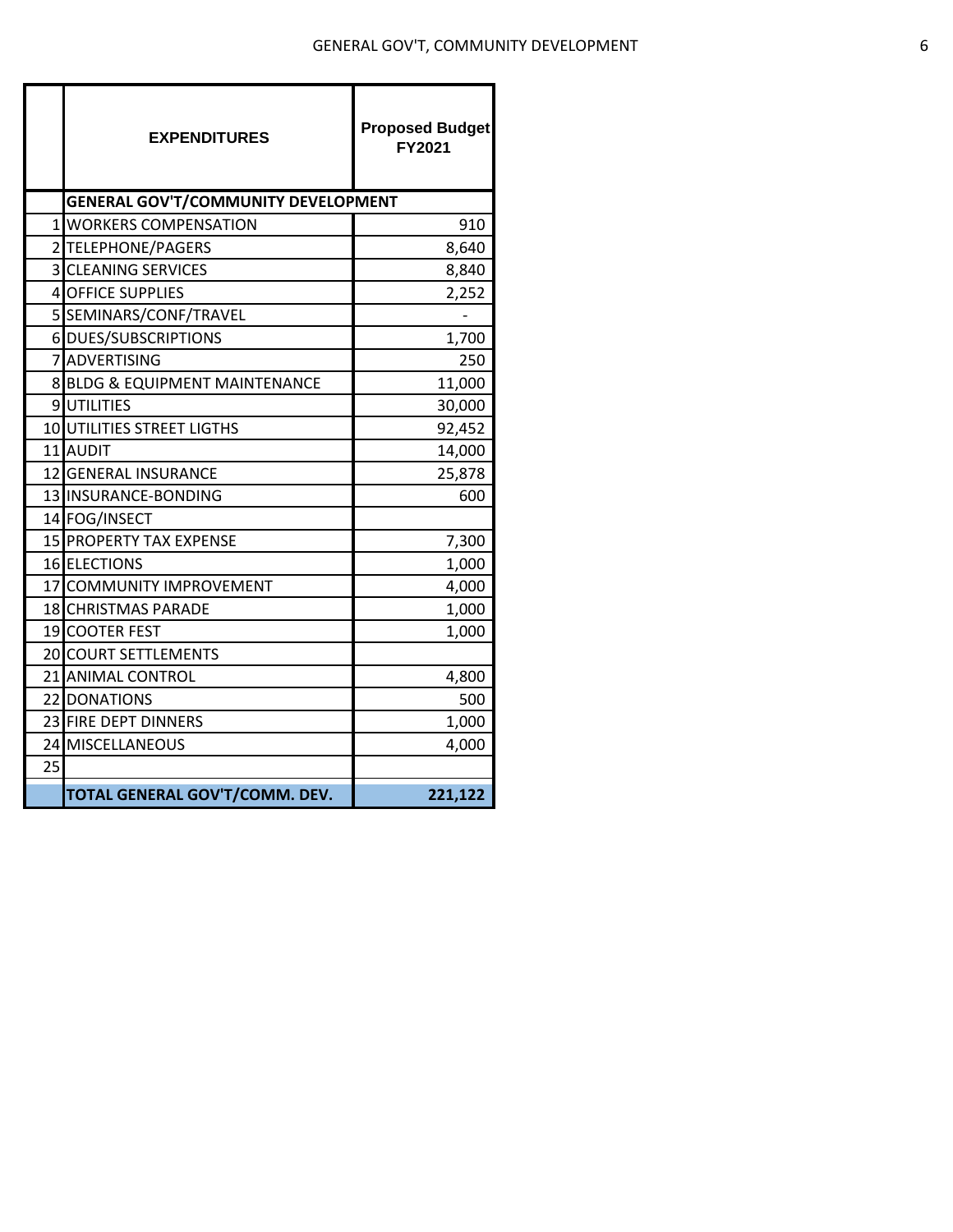| | EXPENDITURES | Proposed Budget FY2021 |
|---|---|---|
| | **GENERAL GOV'T/COMMUNITY DEVELOPMENT** | |
| 1 | WORKERS COMPENSATION | 910 |
| 2 | TELEPHONE/PAGERS | 8,640 |
| 3 | CLEANING SERVICES | 8,840 |
| 4 | OFFICE SUPPLIES | 2,252 |
| 5 | SEMINARS/CONF/TRAVEL | - |
| 6 | DUES/SUBSCRIPTIONS | 1,700 |
| 7 | ADVERTISING | 250 |
| 8 | BLDG & EQUIPMENT MAINTENANCE | 11,000 |
| 9 | UTILITIES | 30,000 |
| 10 | UTILITIES STREET LIGTHS | 92,452 |
| 11 | AUDIT | 14,000 |
| 12 | GENERAL INSURANCE | 25,878 |
| 13 | INSURANCE-BONDING | 600 |
| 14 | FOG/INSECT | |
| 15 | PROPERTY TAX EXPENSE | 7,300 |
| 16 | ELECTIONS | 1,000 |
| 17 | COMMUNITY IMPROVEMENT | 4,000 |
| 18 | CHRISTMAS PARADE | 1,000 |
| 19 | COOTER FEST | 1,000 |
| 20 | COURT SETTLEMENTS | |
| 21 | ANIMAL CONTROL | 4,800 |
| 22 | DONATIONS | 500 |
| 23 | FIRE DEPT DINNERS | 1,000 |
| 24 | MISCELLANEOUS | 4,000 |
| 25 | | |
| | **TOTAL GENERAL GOV'T/COMM. DEV.** | **221,122** |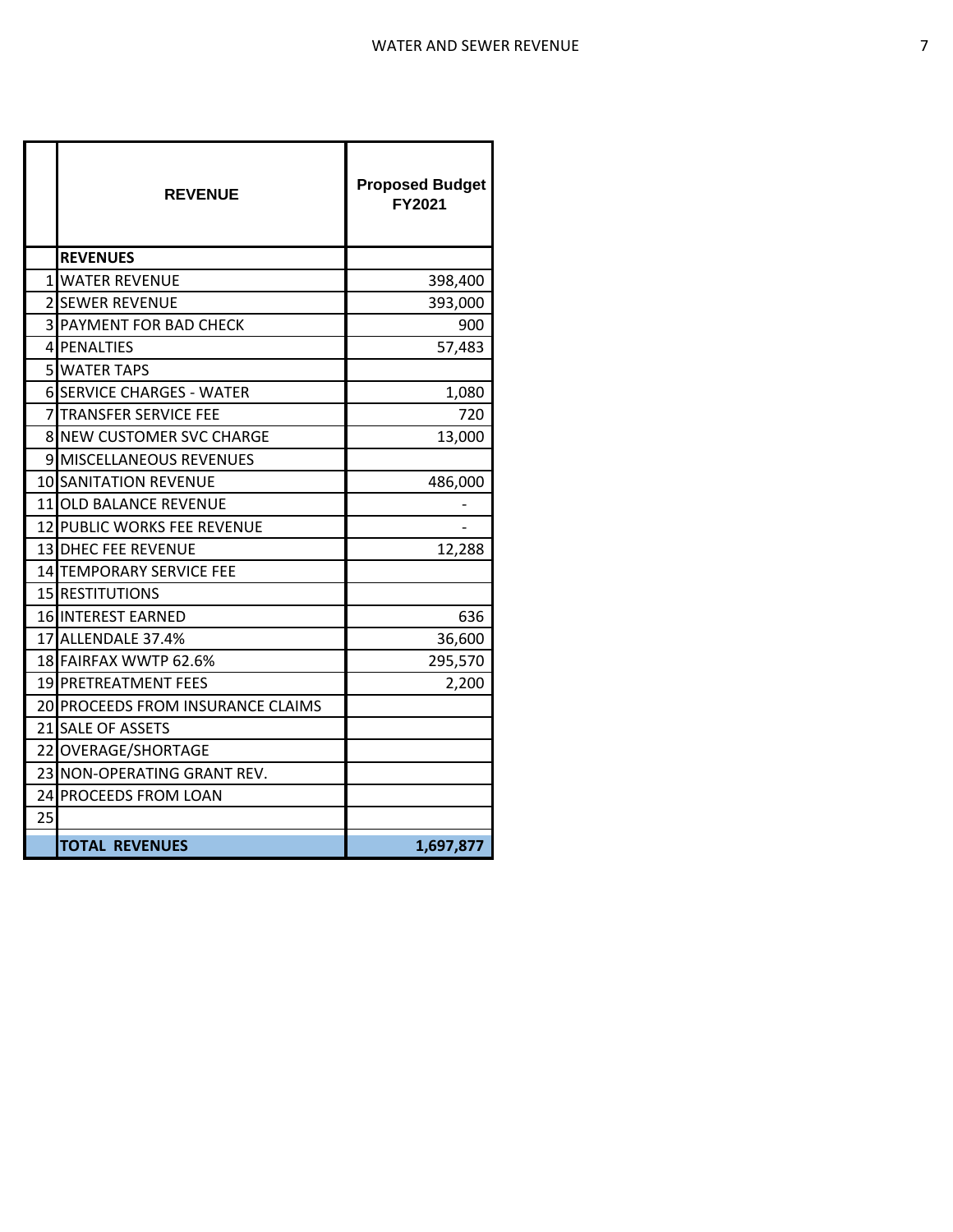|  | REVENUE | Proposed Budget FY2021 |
|---|---|---|
|  | **REVENUES** |  |
| 1 | WATER REVENUE | 398,400 |
| 2 | SEWER REVENUE | 393,000 |
| 3 | PAYMENT FOR BAD CHECK | 900 |
| 4 | PENALTIES | 57,483 |
| 5 | WATER TAPS |  |
| 6 | SERVICE CHARGES - WATER | 1,080 |
| 7 | TRANSFER SERVICE FEE | 720 |
| 8 | NEW CUSTOMER SVC CHARGE | 13,000 |
| 9 | MISCELLANEOUS REVENUES |  |
| 10 | SANITATION REVENUE | 486,000 |
| 11 | OLD BALANCE REVENUE | - |
| 12 | PUBLIC WORKS FEE REVENUE | - |
| 13 | DHEC FEE REVENUE | 12,288 |
| 14 | TEMPORARY SERVICE FEE |  |
| 15 | RESTITUTIONS |  |
| 16 | INTEREST EARNED | 636 |
| 17 | ALLENDALE 37.4% | 36,600 |
| 18 | FAIRFAX WWTP 62.6% | 295,570 |
| 19 | PRETREATMENT FEES | 2,200 |
| 20 | PROCEEDS FROM INSURANCE CLAIMS |  |
| 21 | SALE OF ASSETS |  |
| 22 | OVERAGE/SHORTAGE |  |
| 23 | NON-OPERATING GRANT REV. |  |
| 24 | PROCEEDS FROM LOAN |  |
| 25 |  |  |
|  | **TOTAL REVENUES** | **1,697,877** |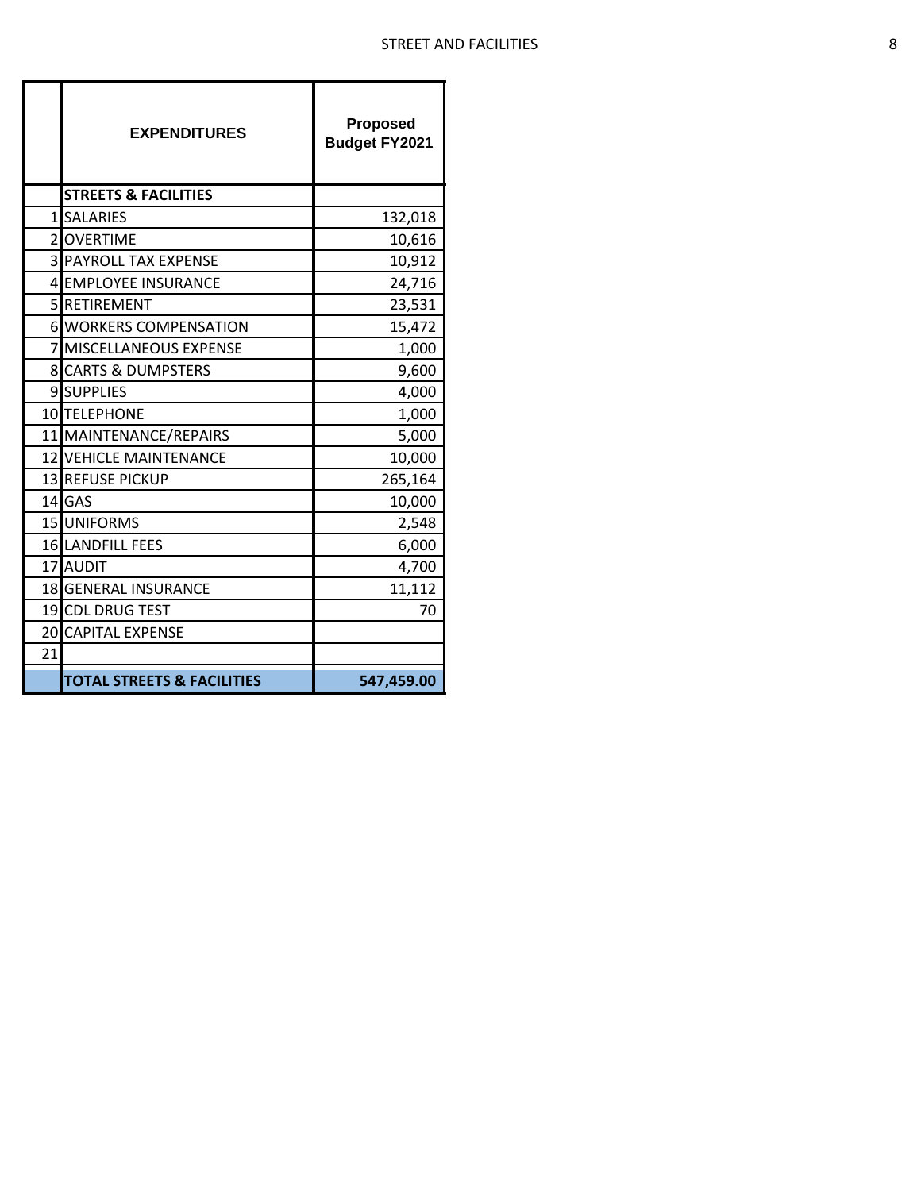# STREET AND FACILITIES

| | EXPENDITURES | Proposed Budget FY2021 |
|---|---|---|
| | **STREETS & FACILITIES** | |
| 1 | SALARIES | 132,018 |
| 2 | OVERTIME | 10,616 |
| 3 | PAYROLL TAX EXPENSE | 10,912 |
| 4 | EMPLOYEE INSURANCE | 24,716 |
| 5 | RETIREMENT | 23,531 |
| 6 | WORKERS COMPENSATION | 15,472 |
| 7 | MISCELLANEOUS EXPENSE | 1,000 |
| 8 | CARTS & DUMPSTERS | 9,600 |
| 9 | SUPPLIES | 4,000 |
| 10 | TELEPHONE | 1,000 |
| 11 | MAINTENANCE/REPAIRS | 5,000 |
| 12 | VEHICLE MAINTENANCE | 10,000 |
| 13 | REFUSE PICKUP | 265,164 |
| 14 | GAS | 10,000 |
| 15 | UNIFORMS | 2,548 |
| 16 | LANDFILL FEES | 6,000 |
| 17 | AUDIT | 4,700 |
| 18 | GENERAL INSURANCE | 11,112 |
| 19 | CDL DRUG TEST | 70 |
| 20 | CAPITAL EXPENSE | |
| 21 | | |
| | **TOTAL STREETS & FACILITIES** | **547,459.00** |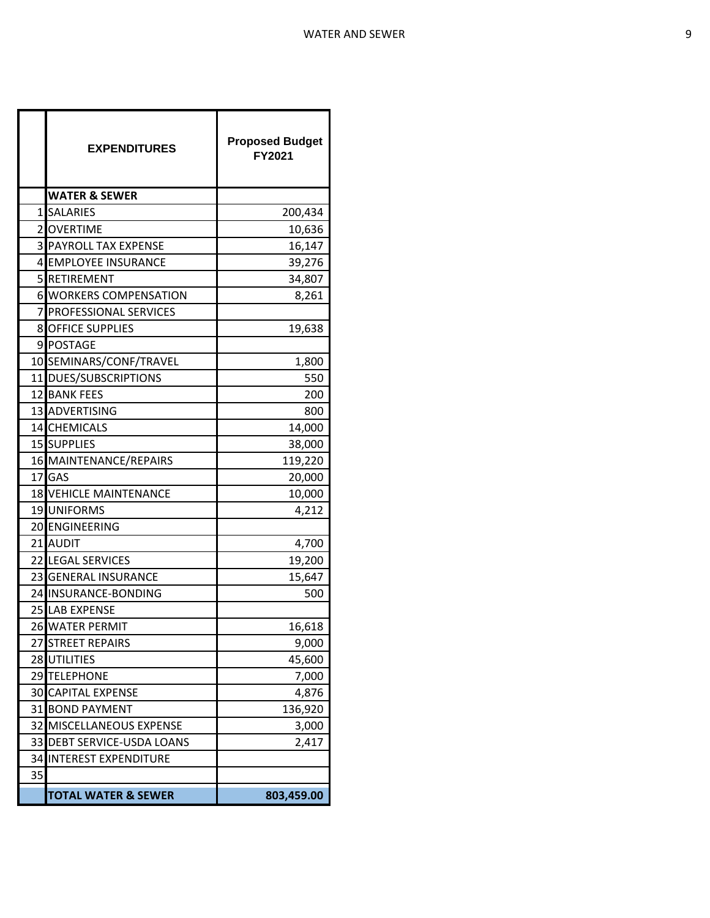| | EXPENDITURES | Proposed Budget FY2021 |
|---|---|---|
| | **WATER & SEWER** | |
| 1 | SALARIES | 200,434 |
| 2 | OVERTIME | 10,636 |
| 3 | PAYROLL TAX EXPENSE | 16,147 |
| 4 | EMPLOYEE INSURANCE | 39,276 |
| 5 | RETIREMENT | 34,807 |
| 6 | WORKERS COMPENSATION | 8,261 |
| 7 | PROFESSIONAL SERVICES | |
| 8 | OFFICE SUPPLIES | 19,638 |
| 9 | POSTAGE | |
| 10 | SEMINARS/CONF/TRAVEL | 1,800 |
| 11 | DUES/SUBSCRIPTIONS | 550 |
| 12 | BANK FEES | 200 |
| 13 | ADVERTISING | 800 |
| 14 | CHEMICALS | 14,000 |
| 15 | SUPPLIES | 38,000 |
| 16 | MAINTENANCE/REPAIRS | 119,220 |
| 17 | GAS | 20,000 |
| 18 | VEHICLE MAINTENANCE | 10,000 |
| 19 | UNIFORMS | 4,212 |
| 20 | ENGINEERING | |
| 21 | AUDIT | 4,700 |
| 22 | LEGAL SERVICES | 19,200 |
| 23 | GENERAL INSURANCE | 15,647 |
| 24 | INSURANCE-BONDING | 500 |
| 25 | LAB EXPENSE | |
| 26 | WATER PERMIT | 16,618 |
| 27 | STREET REPAIRS | 9,000 |
| 28 | UTILITIES | 45,600 |
| 29 | TELEPHONE | 7,000 |
| 30 | CAPITAL EXPENSE | 4,876 |
| 31 | BOND PAYMENT | 136,920 |
| 32 | MISCELLANEOUS EXPENSE | 3,000 |
| 33 | DEBT SERVICE-USDA LOANS | 2,417 |
| 34 | INTEREST EXPENDITURE | |
| 35 | | |
| | **TOTAL WATER & SEWER** | **803,459.00** |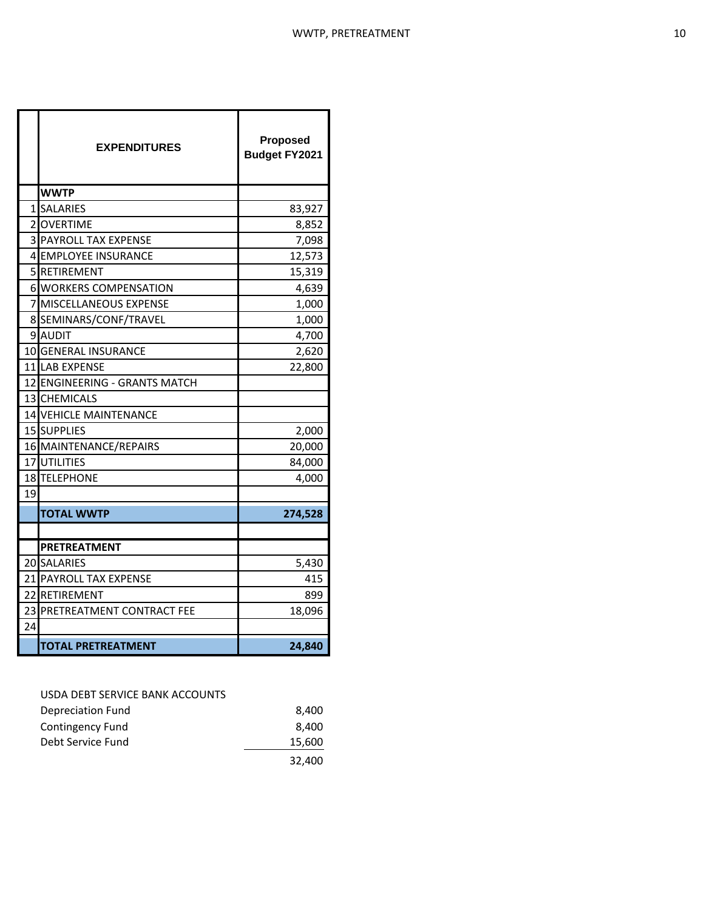| | EXPENDITURES | Proposed Budget FY2021 |
|---|---|---|
| | **WWTP** | |
| 1 | SALARIES | 83,927 |
| 2 | OVERTIME | 8,852 |
| 3 | PAYROLL TAX EXPENSE | 7,098 |
| 4 | EMPLOYEE INSURANCE | 12,573 |
| 5 | RETIREMENT | 15,319 |
| 6 | WORKERS COMPENSATION | 4,639 |
| 7 | MISCELLANEOUS EXPENSE | 1,000 |
| 8 | SEMINARS/CONF/TRAVEL | 1,000 |
| 9 | AUDIT | 4,700 |
| 10 | GENERAL INSURANCE | 2,620 |
| 11 | LAB EXPENSE | 22,800 |
| 12 | ENGINEERING - GRANTS MATCH | |
| 13 | CHEMICALS | |
| 14 | VEHICLE MAINTENANCE | |
| 15 | SUPPLIES | 2,000 |
| 16 | MAINTENANCE/REPAIRS | 20,000 |
| 17 | UTILITIES | 84,000 |
| 18 | TELEPHONE | 4,000 |
| 19 | | |
| | **TOTAL WWTP** | **274,528** |
| | | |
| | **PRETREATMENT** | |
| 20 | SALARIES | 5,430 |
| 21 | PAYROLL TAX EXPENSE | 415 |
| 22 | RETIREMENT | 899 |
| 23 | PRETREATMENT CONTRACT FEE | 18,096 |
| 24 | | |
| | **TOTAL PRETREATMENT** | **24,840** |

| USDA DEBT SERVICE BANK ACCOUNTS | |
|---|---|
| Depreciation Fund | 8,400 |
| Contingency Fund | 8,400 |
| Debt Service Fund | 15,600 |
| | 32,400 |